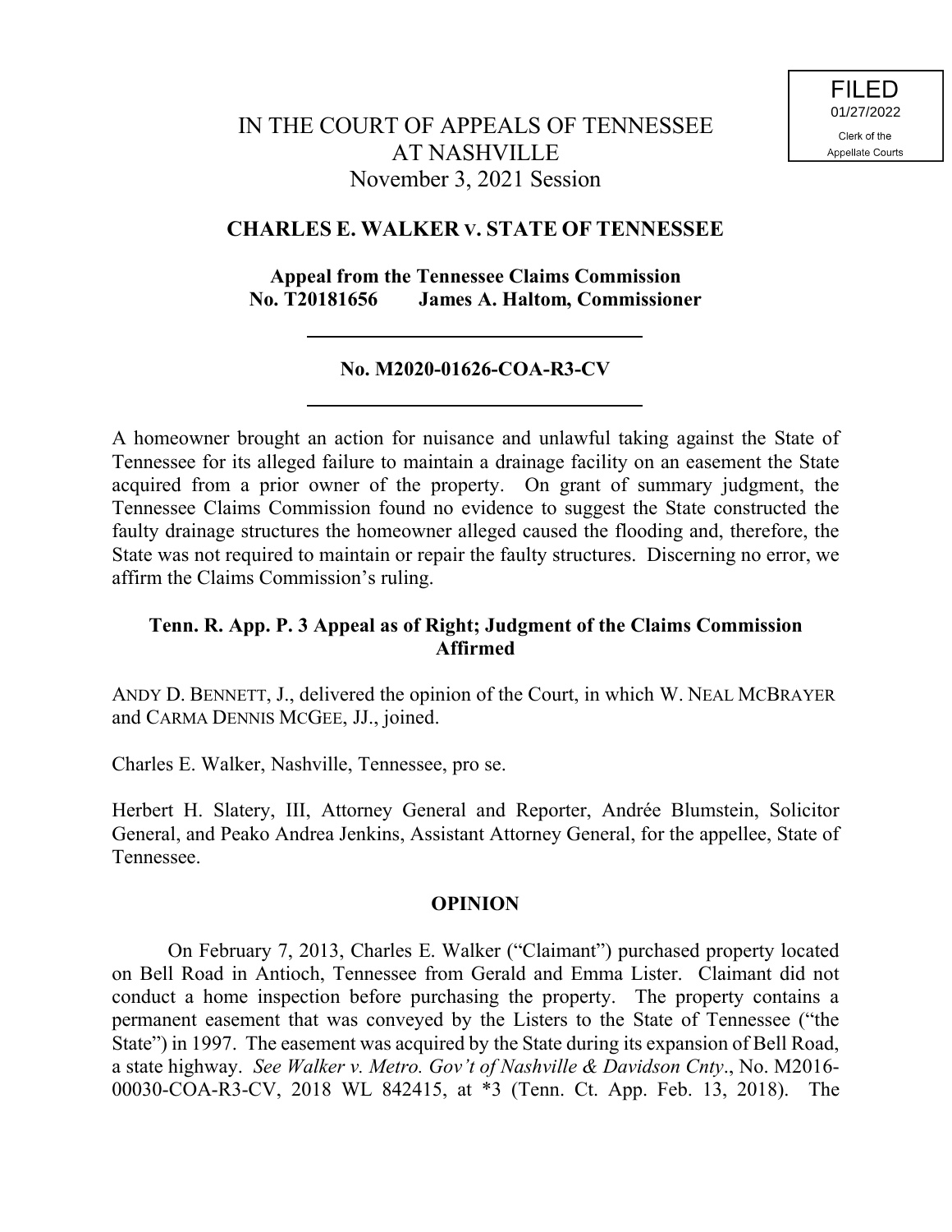FILED
01/27/2022
Clerk of the
Appellate Courts

# IN THE COURT OF APPEALS OF TENNESSEE AT NASHVILLE

November 3, 2021 Session

## CHARLES E. WALKER v. STATE OF TENNESSEE

**Appeal from the Tennessee Claims Commission**
**No. T20181656 James A. Haltom, Commissioner**

---

**No. M2020-01626-COA-R3-CV**

---

A homeowner brought an action for nuisance and unlawful taking against the State of Tennessee for its alleged failure to maintain a drainage facility on an easement the State acquired from a prior owner of the property. On grant of summary judgment, the Tennessee Claims Commission found no evidence to suggest the State constructed the faulty drainage structures the homeowner alleged caused the flooding and, therefore, the State was not required to maintain or repair the faulty structures. Discerning no error, we affirm the Claims Commission's ruling.

**Tenn. R. App. P. 3 Appeal as of Right; Judgment of the Claims Commission Affirmed**

ANDY D. BENNETT, J., delivered the opinion of the Court, in which W. NEAL MCBRAYER and CARMA DENNIS MCGEE, JJ., joined.

Charles E. Walker, Nashville, Tennessee, pro se.

Herbert H. Slatery, III, Attorney General and Reporter, Andrée Blumstein, Solicitor General, and Peako Andrea Jenkins, Assistant Attorney General, for the appellee, State of Tennessee.

## OPINION

On February 7, 2013, Charles E. Walker ("Claimant") purchased property located on Bell Road in Antioch, Tennessee from Gerald and Emma Lister. Claimant did not conduct a home inspection before purchasing the property. The property contains a permanent easement that was conveyed by the Listers to the State of Tennessee ("the State") in 1997. The easement was acquired by the State during its expansion of Bell Road, a state highway. *See Walker v. Metro. Gov't of Nashville & Davidson Cnty.*, No. M2016-00030-COA-R3-CV, 2018 WL 842415, at *3 (Tenn. Ct. App. Feb. 13, 2018). The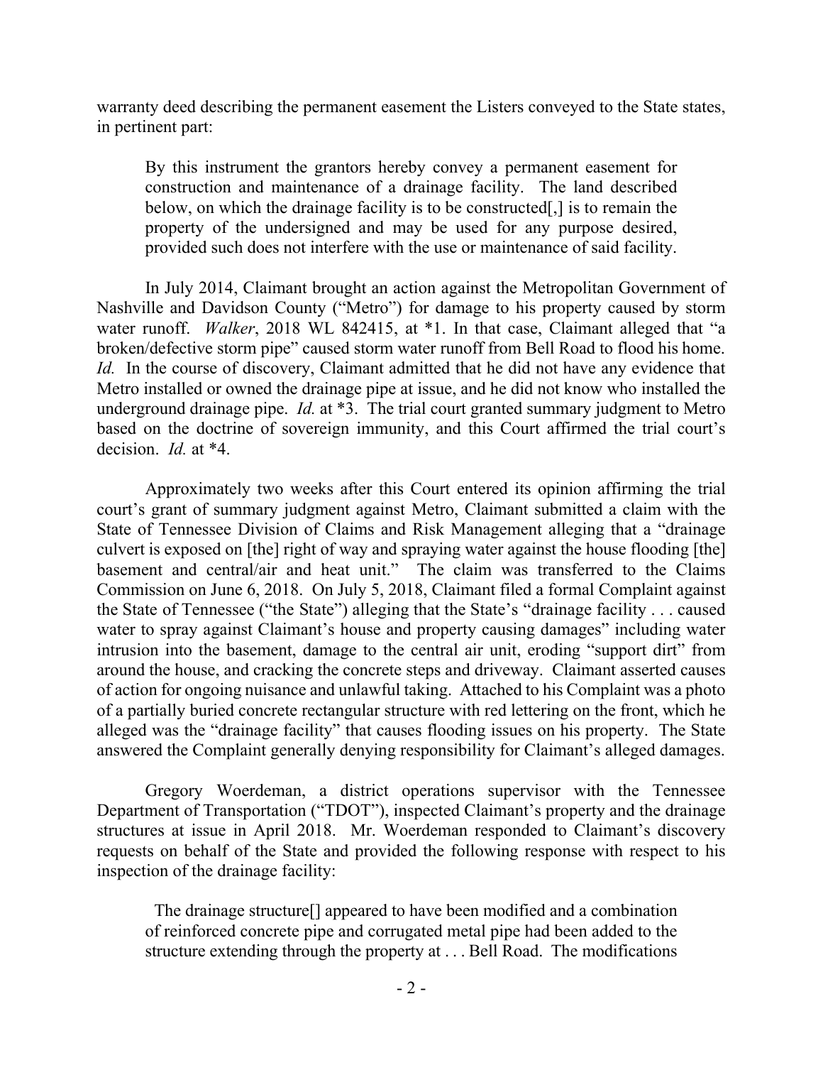warranty deed describing the permanent easement the Listers conveyed to the State states, in pertinent part:

> By this instrument the grantors hereby convey a permanent easement for construction and maintenance of a drainage facility. The land described below, on which the drainage facility is to be constructed[,] is to remain the property of the undersigned and may be used for any purpose desired, provided such does not interfere with the use or maintenance of said facility.

In July 2014, Claimant brought an action against the Metropolitan Government of Nashville and Davidson County ("Metro") for damage to his property caused by storm water runoff. *Walker*, 2018 WL 842415, at *1. In that case, Claimant alleged that "a broken/defective storm pipe" caused storm water runoff from Bell Road to flood his home. *Id.* In the course of discovery, Claimant admitted that he did not have any evidence that Metro installed or owned the drainage pipe at issue, and he did not know who installed the underground drainage pipe. *Id.* at *3. The trial court granted summary judgment to Metro based on the doctrine of sovereign immunity, and this Court affirmed the trial court's decision. *Id.* at *4.

Approximately two weeks after this Court entered its opinion affirming the trial court's grant of summary judgment against Metro, Claimant submitted a claim with the State of Tennessee Division of Claims and Risk Management alleging that a "drainage culvert is exposed on [the] right of way and spraying water against the house flooding [the] basement and central/air and heat unit." The claim was transferred to the Claims Commission on June 6, 2018. On July 5, 2018, Claimant filed a formal Complaint against the State of Tennessee ("the State") alleging that the State's "drainage facility . . . caused water to spray against Claimant's house and property causing damages" including water intrusion into the basement, damage to the central air unit, eroding "support dirt" from around the house, and cracking the concrete steps and driveway. Claimant asserted causes of action for ongoing nuisance and unlawful taking. Attached to his Complaint was a photo of a partially buried concrete rectangular structure with red lettering on the front, which he alleged was the "drainage facility" that causes flooding issues on his property. The State answered the Complaint generally denying responsibility for Claimant's alleged damages.

Gregory Woerdeman, a district operations supervisor with the Tennessee Department of Transportation ("TDOT"), inspected Claimant's property and the drainage structures at issue in April 2018. Mr. Woerdeman responded to Claimant's discovery requests on behalf of the State and provided the following response with respect to his inspection of the drainage facility:

> The drainage structure[] appeared to have been modified and a combination of reinforced concrete pipe and corrugated metal pipe had been added to the structure extending through the property at . . . Bell Road. The modifications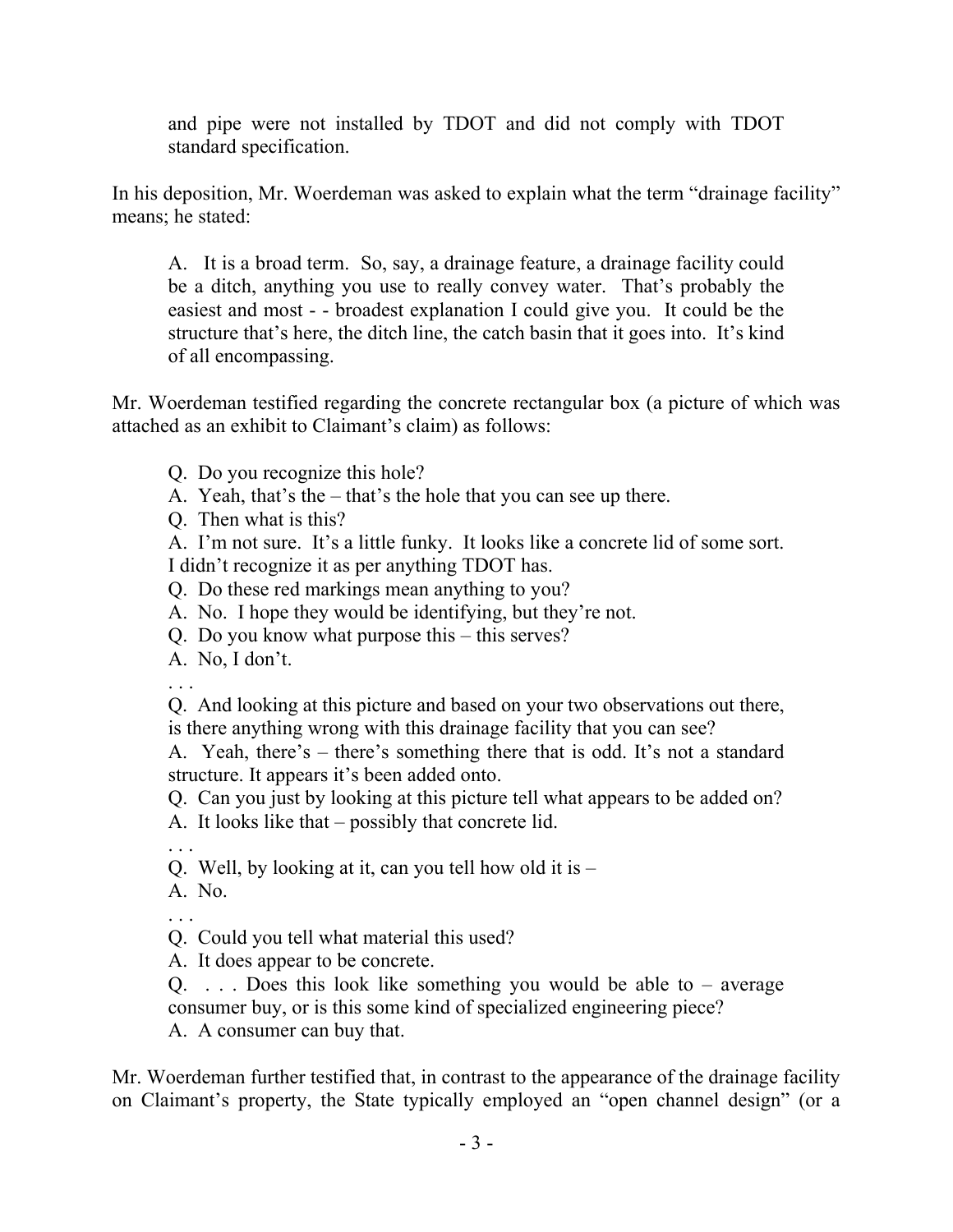> and pipe were not installed by TDOT and did not comply with TDOT standard specification.

In his deposition, Mr. Woerdeman was asked to explain what the term "drainage facility" means; he stated:

> A. It is a broad term. So, say, a drainage feature, a drainage facility could be a ditch, anything you use to really convey water. That's probably the easiest and most - - broadest explanation I could give you. It could be the structure that's here, the ditch line, the catch basin that it goes into. It's kind of all encompassing.

Mr. Woerdeman testified regarding the concrete rectangular box (a picture of which was attached as an exhibit to Claimant's claim) as follows:

> Q. Do you recognize this hole?
> A. Yeah, that's the – that's the hole that you can see up there.
> Q. Then what is this?
> A. I'm not sure. It's a little funky. It looks like a concrete lid of some sort. I didn't recognize it as per anything TDOT has.
> Q. Do these red markings mean anything to you?
> A. No. I hope they would be identifying, but they're not.
> Q. Do you know what purpose this – this serves?
> A. No, I don't.
> . . .
> Q. And looking at this picture and based on your two observations out there, is there anything wrong with this drainage facility that you can see?
> A. Yeah, there's – there's something there that is odd. It's not a standard structure. It appears it's been added onto.
> Q. Can you just by looking at this picture tell what appears to be added on?
> A. It looks like that – possibly that concrete lid.
> . . .
> Q. Well, by looking at it, can you tell how old it is –
> A. No.
> . . .
> Q. Could you tell what material this used?
> A. It does appear to be concrete.
> Q. . . . Does this look like something you would be able to – average consumer buy, or is this some kind of specialized engineering piece?
> A. A consumer can buy that.

Mr. Woerdeman further testified that, in contrast to the appearance of the drainage facility on Claimant's property, the State typically employed an "open channel design" (or a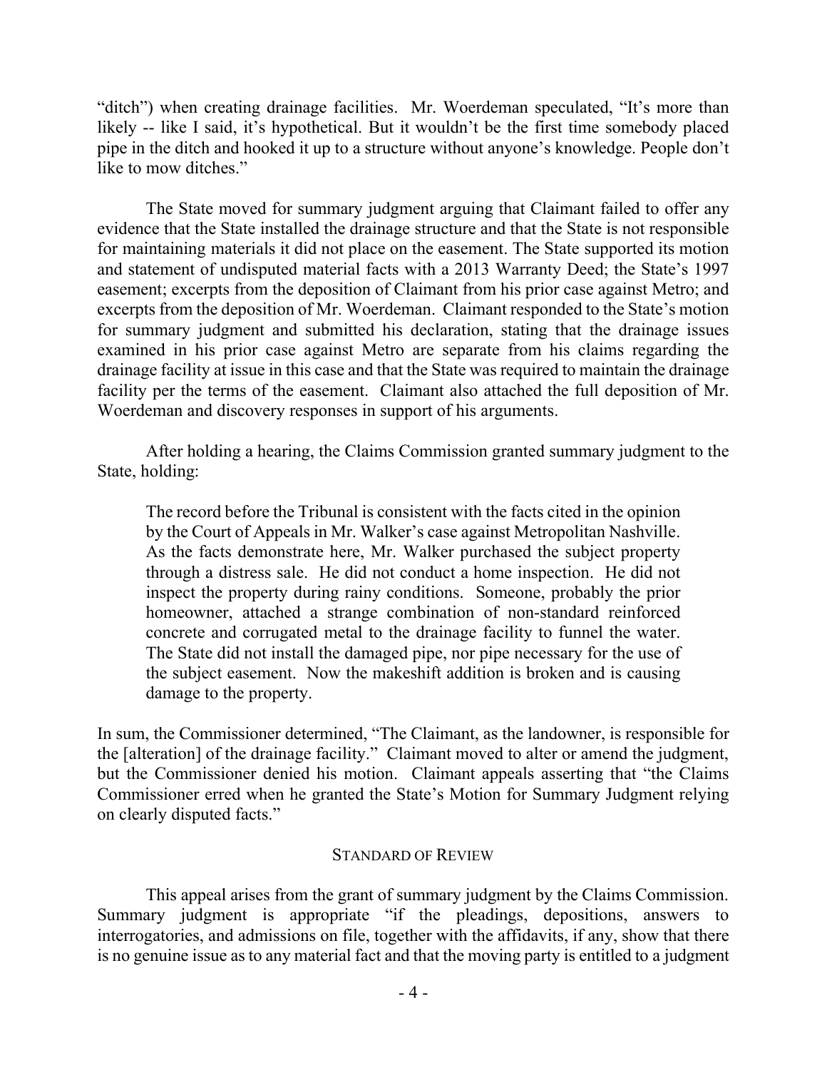"ditch") when creating drainage facilities. Mr. Woerdeman speculated, "It's more than likely -- like I said, it's hypothetical. But it wouldn't be the first time somebody placed pipe in the ditch and hooked it up to a structure without anyone's knowledge. People don't like to mow ditches."

The State moved for summary judgment arguing that Claimant failed to offer any evidence that the State installed the drainage structure and that the State is not responsible for maintaining materials it did not place on the easement. The State supported its motion and statement of undisputed material facts with a 2013 Warranty Deed; the State's 1997 easement; excerpts from the deposition of Claimant from his prior case against Metro; and excerpts from the deposition of Mr. Woerdeman. Claimant responded to the State's motion for summary judgment and submitted his declaration, stating that the drainage issues examined in his prior case against Metro are separate from his claims regarding the drainage facility at issue in this case and that the State was required to maintain the drainage facility per the terms of the easement. Claimant also attached the full deposition of Mr. Woerdeman and discovery responses in support of his arguments.

After holding a hearing, the Claims Commission granted summary judgment to the State, holding:

> The record before the Tribunal is consistent with the facts cited in the opinion by the Court of Appeals in Mr. Walker's case against Metropolitan Nashville. As the facts demonstrate here, Mr. Walker purchased the subject property through a distress sale. He did not conduct a home inspection. He did not inspect the property during rainy conditions. Someone, probably the prior homeowner, attached a strange combination of non-standard reinforced concrete and corrugated metal to the drainage facility to funnel the water. The State did not install the damaged pipe, nor pipe necessary for the use of the subject easement. Now the makeshift addition is broken and is causing damage to the property.

In sum, the Commissioner determined, "The Claimant, as the landowner, is responsible for the [alteration] of the drainage facility." Claimant moved to alter or amend the judgment, but the Commissioner denied his motion. Claimant appeals asserting that "the Claims Commissioner erred when he granted the State's Motion for Summary Judgment relying on clearly disputed facts."

## STANDARD OF REVIEW

This appeal arises from the grant of summary judgment by the Claims Commission. Summary judgment is appropriate "if the pleadings, depositions, answers to interrogatories, and admissions on file, together with the affidavits, if any, show that there is no genuine issue as to any material fact and that the moving party is entitled to a judgment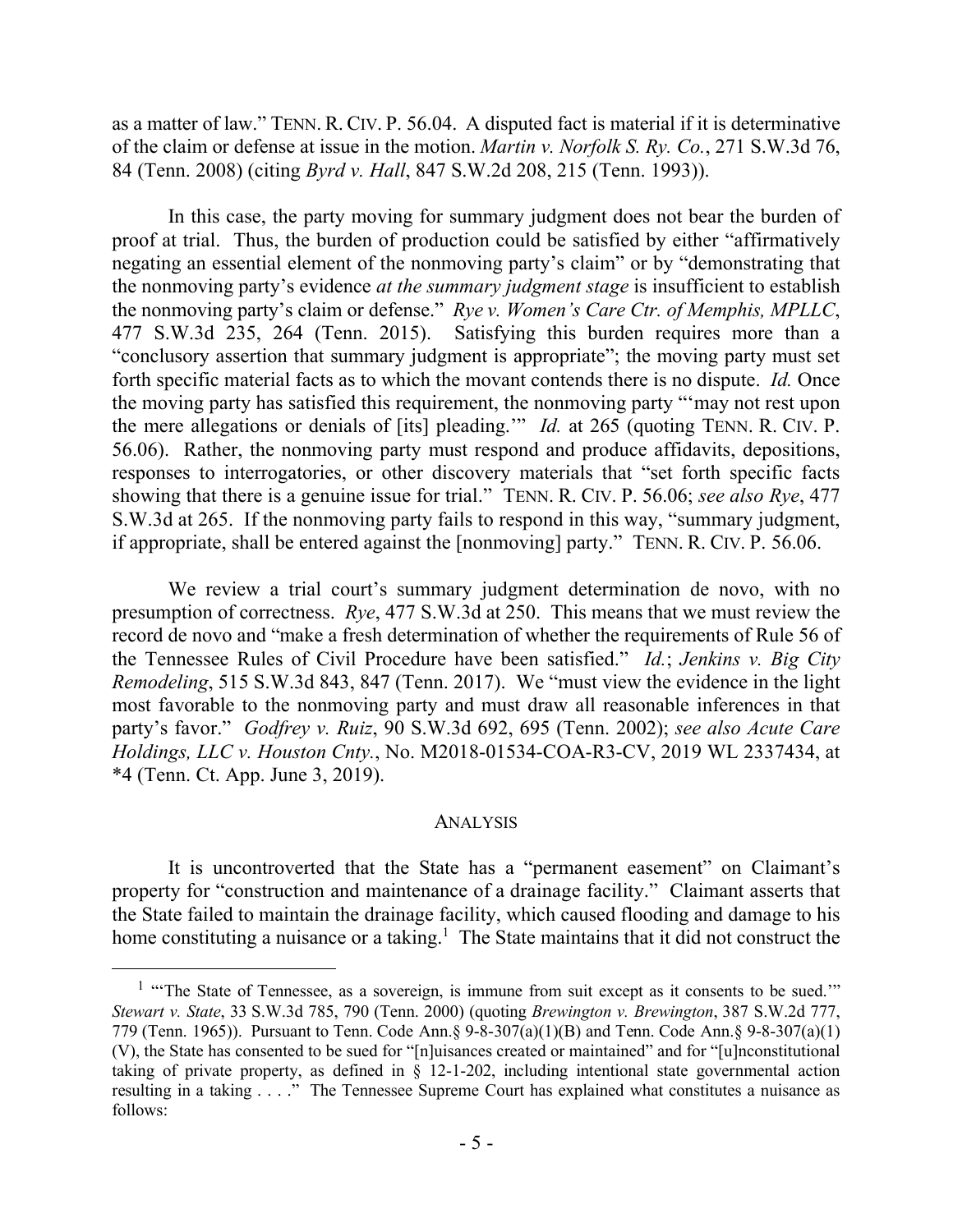as a matter of law." TENN. R. CIV. P. 56.04. A disputed fact is material if it is determinative of the claim or defense at issue in the motion. *Martin v. Norfolk S. Ry. Co.*, 271 S.W.3d 76, 84 (Tenn. 2008) (citing *Byrd v. Hall*, 847 S.W.2d 208, 215 (Tenn. 1993)).

In this case, the party moving for summary judgment does not bear the burden of proof at trial. Thus, the burden of production could be satisfied by either "affirmatively negating an essential element of the nonmoving party's claim" or by "demonstrating that the nonmoving party's evidence *at the summary judgment stage* is insufficient to establish the nonmoving party's claim or defense." *Rye v. Women's Care Ctr. of Memphis, MPLLC*, 477 S.W.3d 235, 264 (Tenn. 2015). Satisfying this burden requires more than a "conclusory assertion that summary judgment is appropriate"; the moving party must set forth specific material facts as to which the movant contends there is no dispute. *Id.* Once the moving party has satisfied this requirement, the nonmoving party "'may not rest upon the mere allegations or denials of [its] pleading.'" *Id.* at 265 (quoting TENN. R. CIV. P. 56.06). Rather, the nonmoving party must respond and produce affidavits, depositions, responses to interrogatories, or other discovery materials that "set forth specific facts showing that there is a genuine issue for trial." TENN. R. CIV. P. 56.06; *see also Rye*, 477 S.W.3d at 265. If the nonmoving party fails to respond in this way, "summary judgment, if appropriate, shall be entered against the [nonmoving] party." TENN. R. CIV. P. 56.06.

We review a trial court's summary judgment determination de novo, with no presumption of correctness. *Rye*, 477 S.W.3d at 250. This means that we must review the record de novo and "make a fresh determination of whether the requirements of Rule 56 of the Tennessee Rules of Civil Procedure have been satisfied." *Id.*; *Jenkins v. Big City Remodeling*, 515 S.W.3d 843, 847 (Tenn. 2017). We "must view the evidence in the light most favorable to the nonmoving party and must draw all reasonable inferences in that party's favor." *Godfrey v. Ruiz*, 90 S.W.3d 692, 695 (Tenn. 2002); *see also Acute Care Holdings, LLC v. Houston Cnty.*, No. M2018-01534-COA-R3-CV, 2019 WL 2337434, at *4 (Tenn. Ct. App. June 3, 2019).

## ANALYSIS

It is uncontroverted that the State has a "permanent easement" on Claimant's property for "construction and maintenance of a drainage facility." Claimant asserts that the State failed to maintain the drainage facility, which caused flooding and damage to his home constituting a nuisance or a taking.[1] The State maintains that it did not construct the

---

[1] "'The State of Tennessee, as a sovereign, is immune from suit except as it consents to be sued.'" *Stewart v. State*, 33 S.W.3d 785, 790 (Tenn. 2000) (quoting *Brewington v. Brewington*, 387 S.W.2d 777, 779 (Tenn. 1965)). Pursuant to Tenn. Code Ann.§ 9-8-307(a)(1)(B) and Tenn. Code Ann.§ 9-8-307(a)(1)(V), the State has consented to be sued for "[n]uisances created or maintained" and for "[u]nconstitutional taking of private property, as defined in § 12-1-202, including intentional state governmental action resulting in a taking . . . ." The Tennessee Supreme Court has explained what constitutes a nuisance as follows: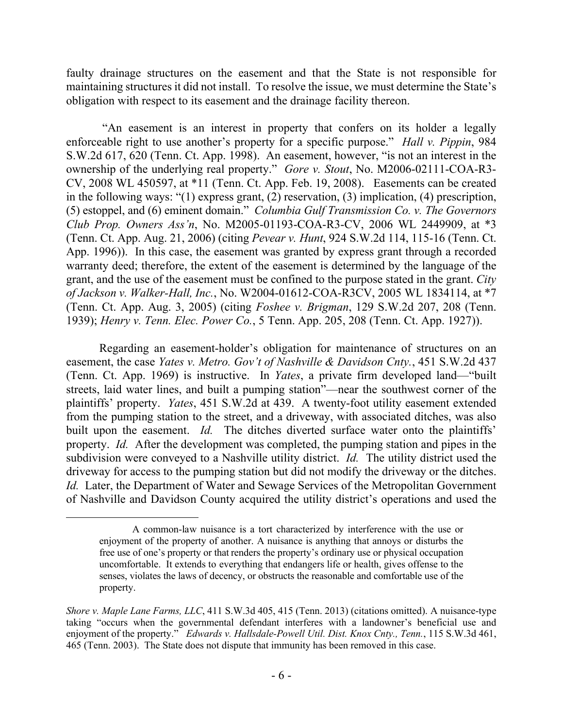faulty drainage structures on the easement and that the State is not responsible for maintaining structures it did not install. To resolve the issue, we must determine the State's obligation with respect to its easement and the drainage facility thereon.

"An easement is an interest in property that confers on its holder a legally enforceable right to use another's property for a specific purpose." *Hall v. Pippin*, 984 S.W.2d 617, 620 (Tenn. Ct. App. 1998). An easement, however, "is not an interest in the ownership of the underlying real property." *Gore v. Stout*, No. M2006-02111-COA-R3-CV, 2008 WL 450597, at *11 (Tenn. Ct. App. Feb. 19, 2008). Easements can be created in the following ways: "(1) express grant, (2) reservation, (3) implication, (4) prescription, (5) estoppel, and (6) eminent domain." *Columbia Gulf Transmission Co. v. The Governors Club Prop. Owners Ass'n*, No. M2005-01193-COA-R3-CV, 2006 WL 2449909, at *3 (Tenn. Ct. App. Aug. 21, 2006) (citing *Pevear v. Hunt*, 924 S.W.2d 114, 115-16 (Tenn. Ct. App. 1996)). In this case, the easement was granted by express grant through a recorded warranty deed; therefore, the extent of the easement is determined by the language of the grant, and the use of the easement must be confined to the purpose stated in the grant. *City of Jackson v. Walker-Hall, Inc.*, No. W2004-01612-COA-R3CV, 2005 WL 1834114, at *7 (Tenn. Ct. App. Aug. 3, 2005) (citing *Foshee v. Brigman*, 129 S.W.2d 207, 208 (Tenn. 1939); *Henry v. Tenn. Elec. Power Co.*, 5 Tenn. App. 205, 208 (Tenn. Ct. App. 1927)).

Regarding an easement-holder's obligation for maintenance of structures on an easement, the case *Yates v. Metro. Gov't of Nashville & Davidson Cnty.*, 451 S.W.2d 437 (Tenn. Ct. App. 1969) is instructive. In *Yates*, a private firm developed land—"built streets, laid water lines, and built a pumping station"—near the southwest corner of the plaintiffs' property. *Yates*, 451 S.W.2d at 439. A twenty-foot utility easement extended from the pumping station to the street, and a driveway, with associated ditches, was also built upon the easement. *Id.* The ditches diverted surface water onto the plaintiffs' property. *Id.* After the development was completed, the pumping station and pipes in the subdivision were conveyed to a Nashville utility district. *Id.* The utility district used the driveway for access to the pumping station but did not modify the driveway or the ditches. *Id.* Later, the Department of Water and Sewage Services of the Metropolitan Government of Nashville and Davidson County acquired the utility district's operations and used the

---

> A common-law nuisance is a tort characterized by interference with the use or enjoyment of the property of another. A nuisance is anything that annoys or disturbs the free use of one's property or that renders the property's ordinary use or physical occupation uncomfortable. It extends to everything that endangers life or health, gives offense to the senses, violates the laws of decency, or obstructs the reasonable and comfortable use of the property.

*Shore v. Maple Lane Farms, LLC*, 411 S.W.3d 405, 415 (Tenn. 2013) (citations omitted). A nuisance-type taking "occurs when the governmental defendant interferes with a landowner's beneficial use and enjoyment of the property." *Edwards v. Hallsdale-Powell Util. Dist. Knox Cnty., Tenn.*, 115 S.W.3d 461, 465 (Tenn. 2003). The State does not dispute that immunity has been removed in this case.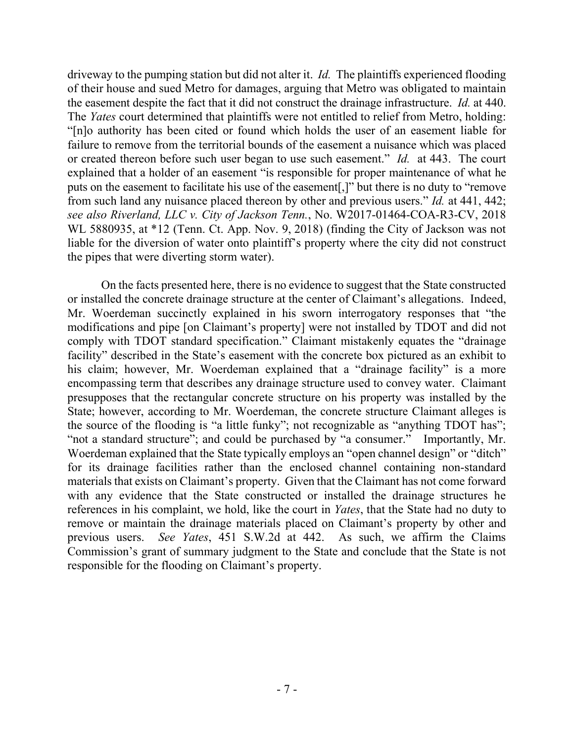driveway to the pumping station but did not alter it. *Id.* The plaintiffs experienced flooding of their house and sued Metro for damages, arguing that Metro was obligated to maintain the easement despite the fact that it did not construct the drainage infrastructure. *Id.* at 440. The *Yates* court determined that plaintiffs were not entitled to relief from Metro, holding: "[n]o authority has been cited or found which holds the user of an easement liable for failure to remove from the territorial bounds of the easement a nuisance which was placed or created thereon before such user began to use such easement." *Id.* at 443. The court explained that a holder of an easement "is responsible for proper maintenance of what he puts on the easement to facilitate his use of the easement[,]" but there is no duty to "remove from such land any nuisance placed thereon by other and previous users." *Id.* at 441, 442; *see also Riverland, LLC v. City of Jackson Tenn.*, No. W2017-01464-COA-R3-CV, 2018 WL 5880935, at *12 (Tenn. Ct. App. Nov. 9, 2018) (finding the City of Jackson was not liable for the diversion of water onto plaintiff's property where the city did not construct the pipes that were diverting storm water).

On the facts presented here, there is no evidence to suggest that the State constructed or installed the concrete drainage structure at the center of Claimant's allegations. Indeed, Mr. Woerdeman succinctly explained in his sworn interrogatory responses that "the modifications and pipe [on Claimant's property] were not installed by TDOT and did not comply with TDOT standard specification." Claimant mistakenly equates the "drainage facility" described in the State's easement with the concrete box pictured as an exhibit to his claim; however, Mr. Woerdeman explained that a "drainage facility" is a more encompassing term that describes any drainage structure used to convey water. Claimant presupposes that the rectangular concrete structure on his property was installed by the State; however, according to Mr. Woerdeman, the concrete structure Claimant alleges is the source of the flooding is "a little funky"; not recognizable as "anything TDOT has"; "not a standard structure"; and could be purchased by "a consumer." Importantly, Mr. Woerdeman explained that the State typically employs an "open channel design" or "ditch" for its drainage facilities rather than the enclosed channel containing non-standard materials that exists on Claimant's property. Given that the Claimant has not come forward with any evidence that the State constructed or installed the drainage structures he references in his complaint, we hold, like the court in *Yates*, that the State had no duty to remove or maintain the drainage materials placed on Claimant's property by other and previous users. *See Yates*, 451 S.W.2d at 442. As such, we affirm the Claims Commission's grant of summary judgment to the State and conclude that the State is not responsible for the flooding on Claimant's property.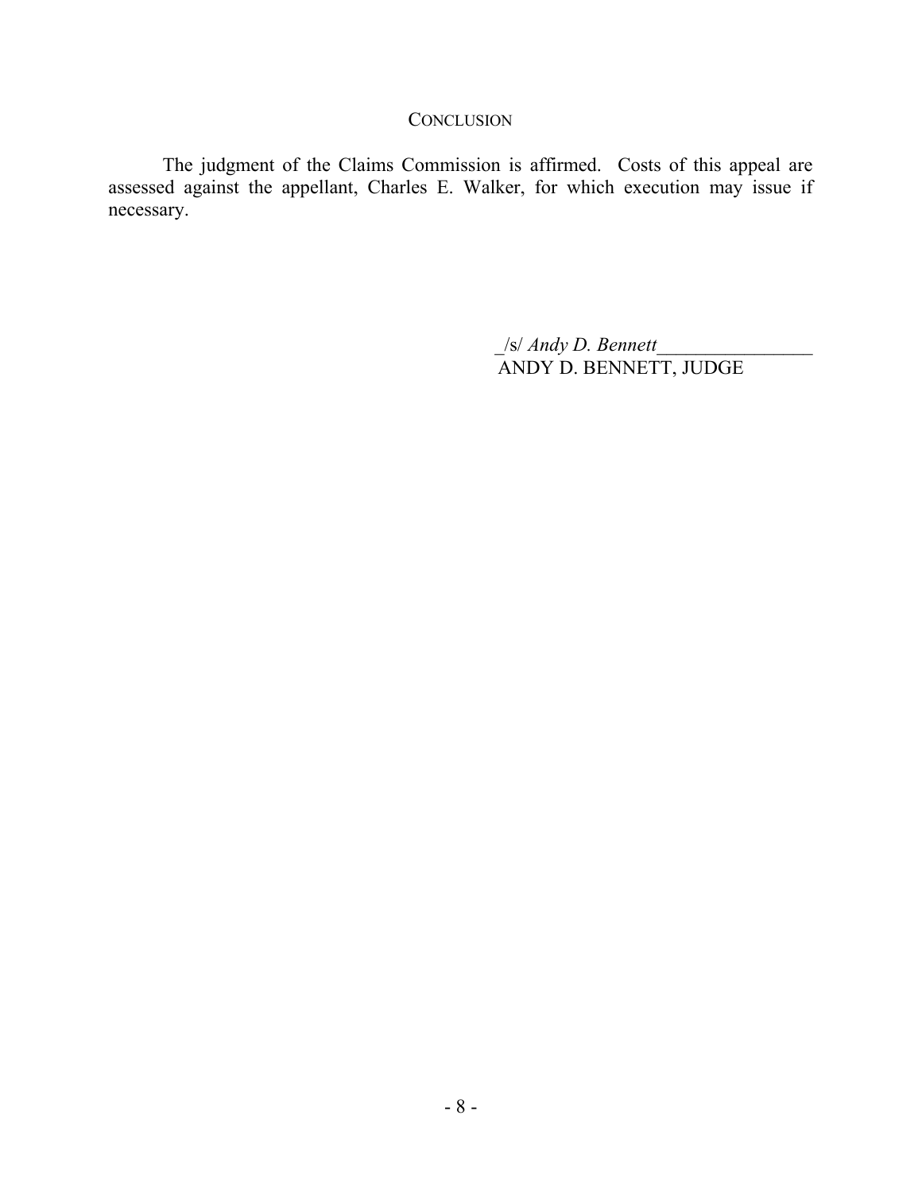## CONCLUSION

The judgment of the Claims Commission is affirmed. Costs of this appeal are assessed against the appellant, Charles E. Walker, for which execution may issue if necessary.

_/s/ *Andy D. Bennett*________________
ANDY D. BENNETT, JUDGE